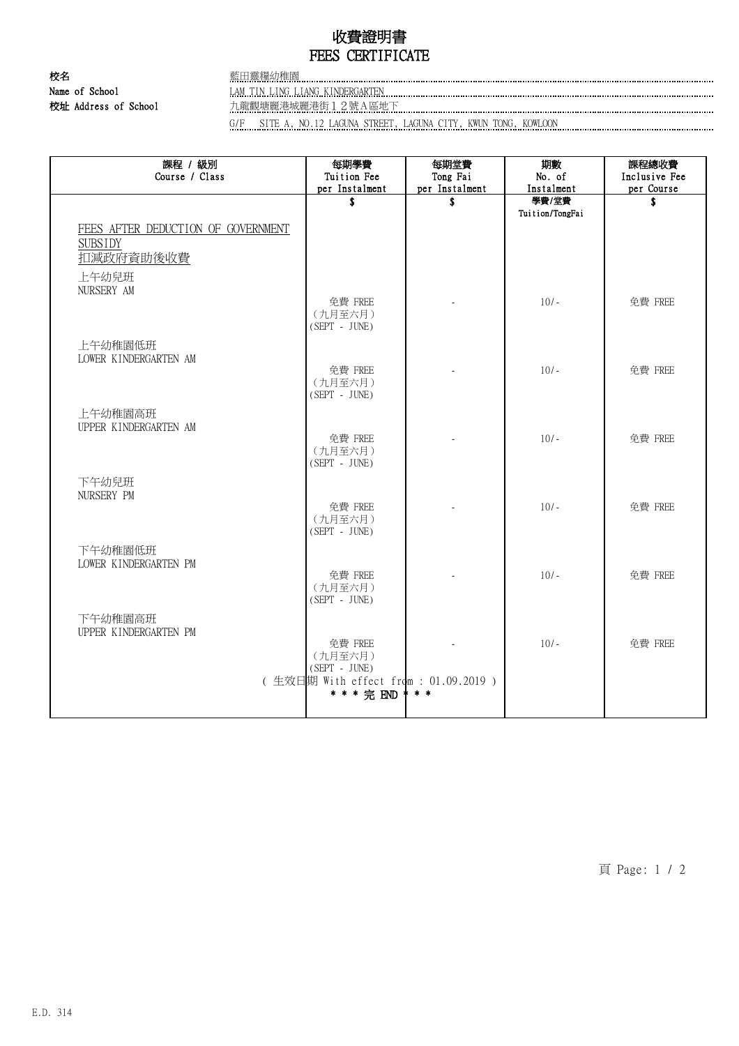# 收費證明書
# FEES CERTIFICATE

校名
Name of School: 藍田靈糧幼稚園
LAM TIN LING LIANG KINDERGARTEN

校址 Address of School: 九龍觀塘麗港城麗港街１２號A區地下
G/F SITE A, NO.12 LAGUNA STREET, LAGUNA CITY, KWUN TONG, KOWLOON

| 課程 / 級別<br>Course / Class | 每期學費<br>Tuition Fee<br>per Instalment<br>$ | 每期堂費<br>Tong Fai<br>per Instalment<br>$ | 期數<br>No. of<br>Instalment<br>學費/堂費<br>Tuition/TongFai | 課程總收費<br>Inclusive Fee<br>per Course<br>$ |
|---|---|---|---|---|
| FEES AFTER DEDUCTION OF GOVERNMENT SUBSIDY<br>扣減政府資助後收費 | | | | |
| 上午幼兒班<br>NURSERY AM | 免費 FREE<br>（九月至六月）<br>(SEPT - JUNE) | - | 10/- | 免費 FREE |
| 上午幼稚園低班<br>LOWER KINDERGARTEN AM | 免費 FREE<br>（九月至六月）<br>(SEPT - JUNE) | - | 10/- | 免費 FREE |
| 上午幼稚園高班<br>UPPER KINDERGARTEN AM | 免費 FREE<br>（九月至六月）<br>(SEPT - JUNE) | - | 10/- | 免費 FREE |
| 下午幼兒班<br>NURSERY PM | 免費 FREE<br>（九月至六月）<br>(SEPT - JUNE) | - | 10/- | 免費 FREE |
| 下午幼稚園低班<br>LOWER KINDERGARTEN PM | 免費 FREE<br>（九月至六月）<br>(SEPT - JUNE) | - | 10/- | 免費 FREE |
| 下午幼稚園高班<br>UPPER KINDERGARTEN PM | 免費 FREE<br>（九月至六月）<br>(SEPT - JUNE) | - | 10/- | 免費 FREE |

( 生效日期 With effect from : 01.09.2019 )

\* \* \* 完 END \* \* \*

E.D. 314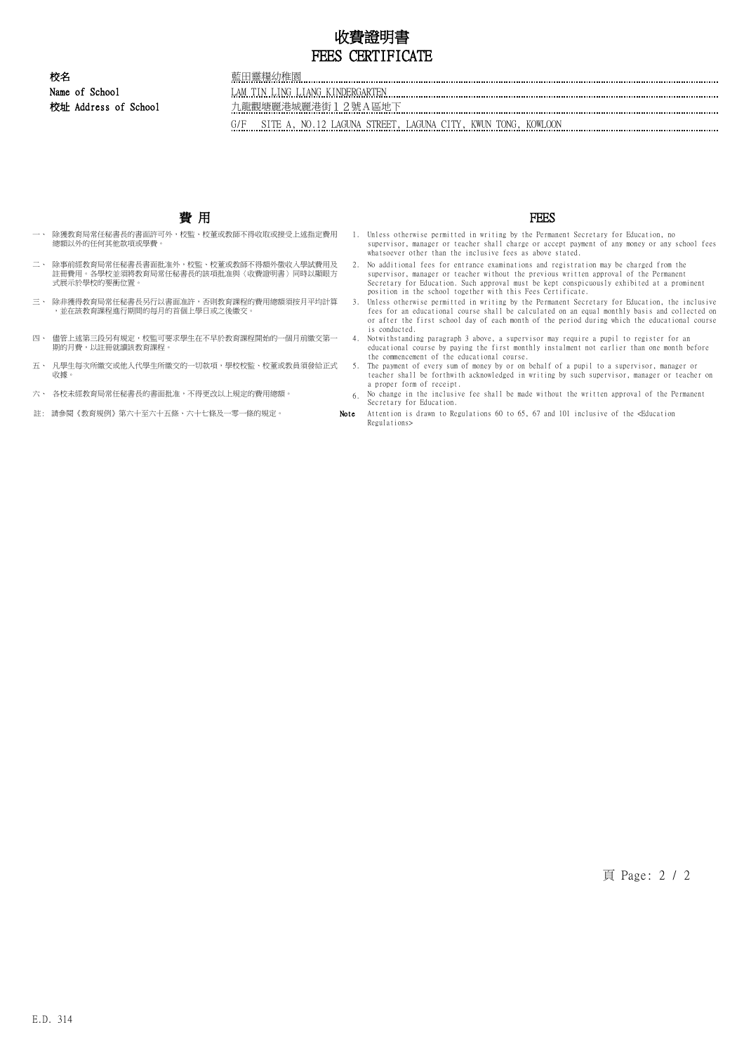# 收費證明書
# FEES CERTIFICATE

| | |
|---|---|
| **校名** | 藍田靈糧幼稚園 |
| **Name of School** | LAM TIN LING LIANG KINDERGARTEN |
| **校址 Address of School** | 九龍觀塘麗港城麗港街１２號Ａ區地下 |
| | G/F SITE A, NO.12 LAGUNA STREET, LAGUNA CITY, KWUN TONG, KOWLOON |

## 費 用

一、 除獲教育局常任秘書長的書面許可外，校監、校董或教師不得收取或接受上述指定費用總額以外的任何其他款項或學費。

二、 除事前經教育局常任秘書長書面批准外，校監、校董或教師不得額外徵收入學試費用及註冊費用。各學校並須將教育局常任秘書長的該項批准與〈收費證明書〉同時以顯眼方式展示於學校的要衝位置。

三、 除非獲得教育局常任秘書長另行以書面准許，否則教育課程的費用總額須按月平均計算，並在該教育課程進行期間的每月的首個上學日或之後繳交。

四、 儘管上述第三段另有規定，校監可要求學生在不早於教育課程開始的一個月前繳交第一期的月費，以註冊就讀該教育課程。

五、 凡學生每次所繳交或他人代學生所繳交的一切款項，學校校監、校董或教員須發給正式收據。

六、 各校未經教育局常任秘書長的書面批准，不得更改以上規定的費用總額。

註: 請參閱《教育規例》第六十至六十五條、六十七條及一零一條的規定。

## FEES

1. Unless otherwise permitted in writing by the Permanent Secretary for Education, no supervisor, manager or teacher shall charge or accept payment of any money or any school fees whatsoever other than the inclusive fees as above stated.
2. No additional fees for entrance examinations and registration may be charged from the supervisor, manager or teacher without the previous written approval of the Permanent Secretary for Education. Such approval must be kept conspicuously exhibited at a prominent position in the school together with this Fees Certificate.
3. Unless otherwise permitted in writing by the Permanent Secretary for Education, the inclusive fees for an educational course shall be calculated on an equal monthly basis and collected on or after the first school day of each month of the period during which the educational course is conducted.
4. Notwithstanding paragraph 3 above, a supervisor may require a pupil to register for an educational course by paying the first monthly instalment not earlier than one month before the commencement of the educational course.
5. The payment of every sum of money by or on behalf of a pupil to a supervisor, manager or teacher shall be forthwith acknowledged in writing by such supervisor, manager or teacher on a proper form of receipt.
6. No change in the inclusive fee shall be made without the written approval of the Permanent Secretary for Education.

**Note** Attention is drawn to Regulations 60 to 65, 67 and 101 inclusive of the <Education Regulations>

E.D. 314